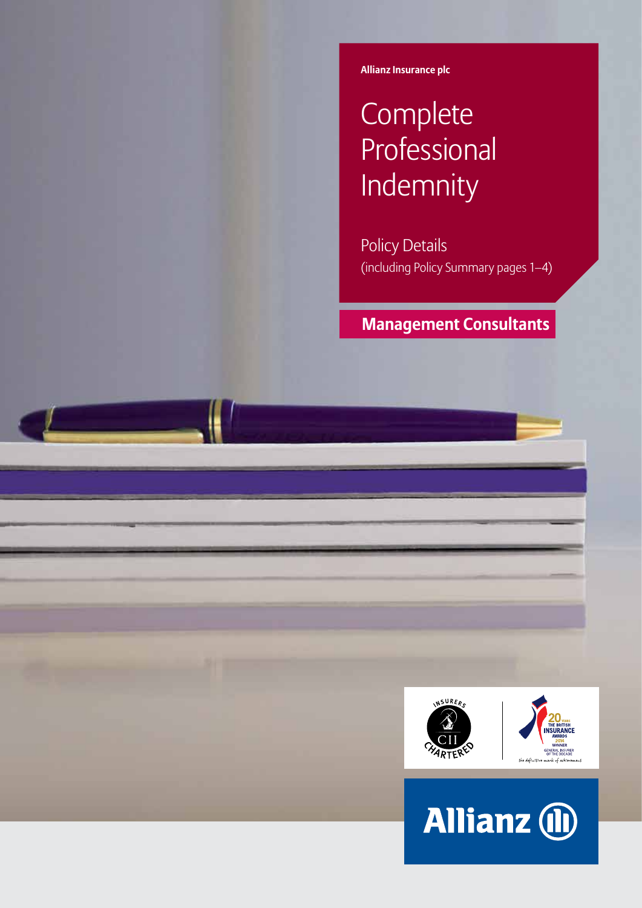Allianz Insurance plc

# Complete Professional Indemnity

Policy Details
(including Policy Summary pages 1–4)

## Management Consultants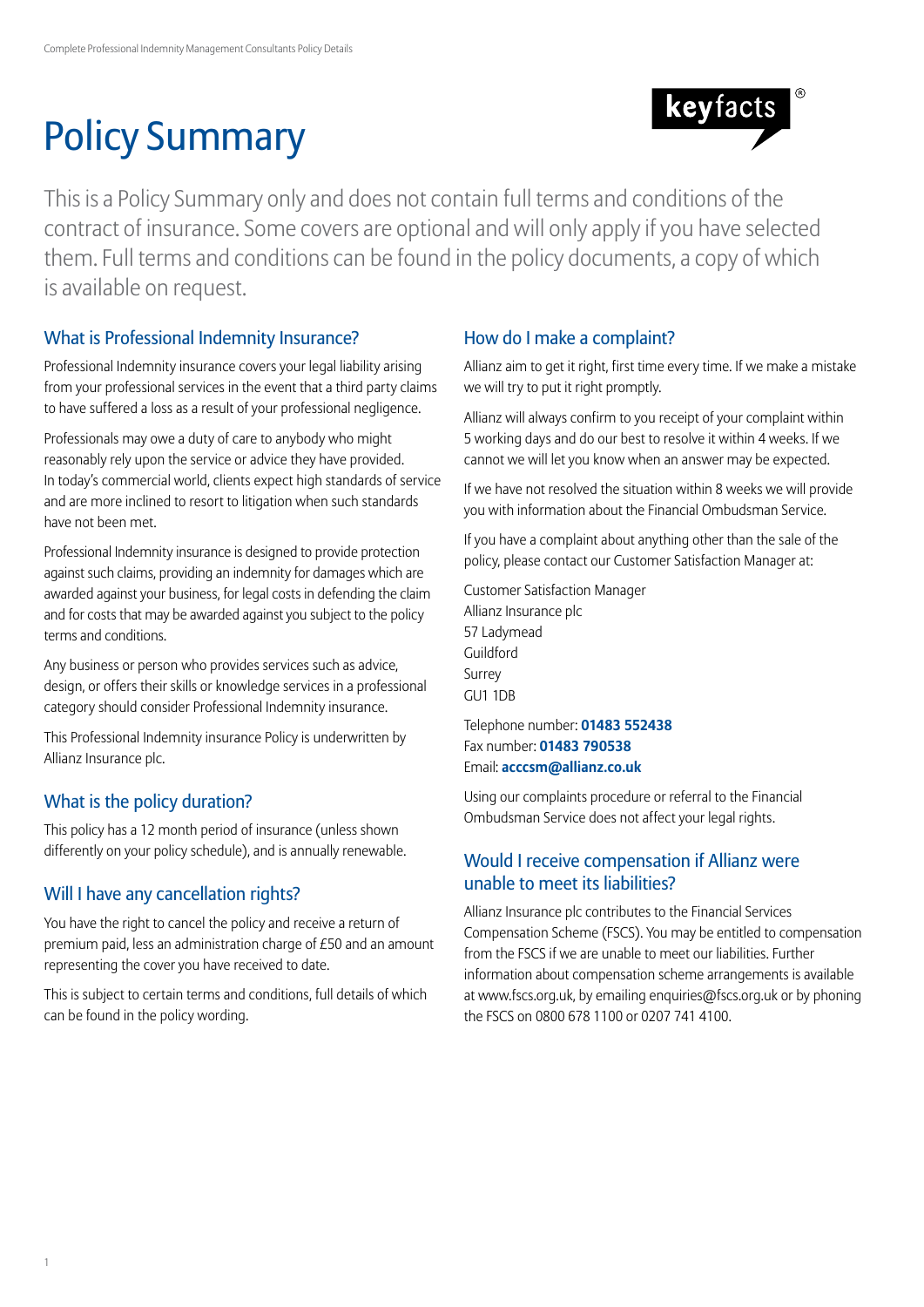# Policy Summary

keyfacts®

This is a Policy Summary only and does not contain full terms and conditions of the contract of insurance. Some covers are optional and will only apply if you have selected them. Full terms and conditions can be found in the policy documents, a copy of which is available on request.

## What is Professional Indemnity Insurance?

Professional Indemnity insurance covers your legal liability arising from your professional services in the event that a third party claims to have suffered a loss as a result of your professional negligence.

Professionals may owe a duty of care to anybody who might reasonably rely upon the service or advice they have provided. In today's commercial world, clients expect high standards of service and are more inclined to resort to litigation when such standards have not been met.

Professional Indemnity insurance is designed to provide protection against such claims, providing an indemnity for damages which are awarded against your business, for legal costs in defending the claim and for costs that may be awarded against you subject to the policy terms and conditions.

Any business or person who provides services such as advice, design, or offers their skills or knowledge services in a professional category should consider Professional Indemnity insurance.

This Professional Indemnity insurance Policy is underwritten by Allianz Insurance plc.

## What is the policy duration?

This policy has a 12 month period of insurance (unless shown differently on your policy schedule), and is annually renewable.

## Will I have any cancellation rights?

You have the right to cancel the policy and receive a return of premium paid, less an administration charge of £50 and an amount representing the cover you have received to date.

This is subject to certain terms and conditions, full details of which can be found in the policy wording.

## How do I make a complaint?

Allianz aim to get it right, first time every time. If we make a mistake we will try to put it right promptly.

Allianz will always confirm to you receipt of your complaint within 5 working days and do our best to resolve it within 4 weeks. If we cannot we will let you know when an answer may be expected.

If we have not resolved the situation within 8 weeks we will provide you with information about the Financial Ombudsman Service.

If you have a complaint about anything other than the sale of the policy, please contact our Customer Satisfaction Manager at:

Customer Satisfaction Manager
Allianz Insurance plc
57 Ladymead
Guildford
Surrey
GU1 1DB

Telephone number: **01483 552438**
Fax number: **01483 790538**
Email: **acccsm@allianz.co.uk**

Using our complaints procedure or referral to the Financial Ombudsman Service does not affect your legal rights.

## Would I receive compensation if Allianz were unable to meet its liabilities?

Allianz Insurance plc contributes to the Financial Services Compensation Scheme (FSCS). You may be entitled to compensation from the FSCS if we are unable to meet our liabilities. Further information about compensation scheme arrangements is available at www.fscs.org.uk, by emailing enquiries@fscs.org.uk or by phoning the FSCS on 0800 678 1100 or 0207 741 4100.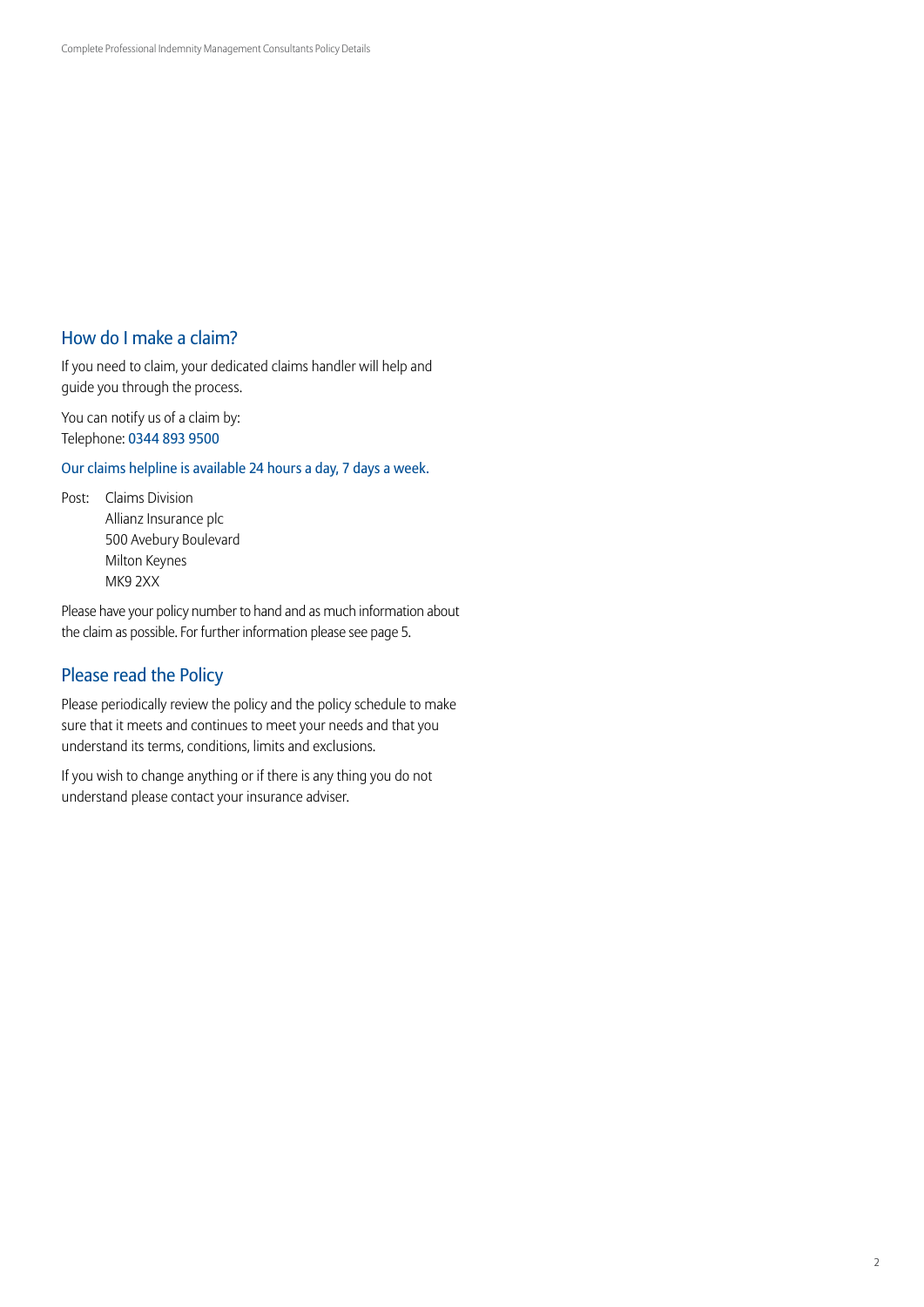## How do I make a claim?

If you need to claim, your dedicated claims handler will help and guide you through the process.

You can notify us of a claim by:
Telephone: 0344 893 9500

Our claims helpline is available 24 hours a day, 7 days a week.

Post: Claims Division
Allianz Insurance plc
500 Avebury Boulevard
Milton Keynes
MK9 2XX

Please have your policy number to hand and as much information about the claim as possible. For further information please see page 5.

## Please read the Policy

Please periodically review the policy and the policy schedule to make sure that it meets and continues to meet your needs and that you understand its terms, conditions, limits and exclusions.

If you wish to change anything or if there is any thing you do not understand please contact your insurance adviser.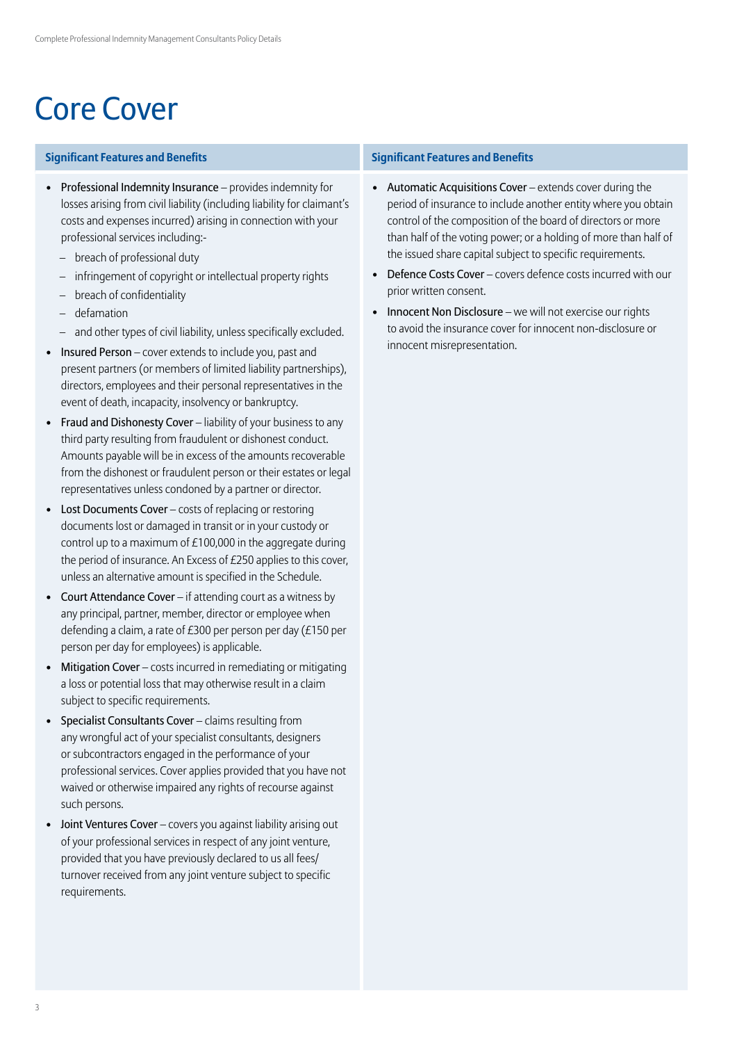# Core Cover

## Significant Features and Benefits

- **Professional Indemnity Insurance** – provides indemnity for losses arising from civil liability (including liability for claimant's costs and expenses incurred) arising in connection with your professional services including:-
  - breach of professional duty
  - infringement of copyright or intellectual property rights
  - breach of confidentiality
  - defamation
  - and other types of civil liability, unless specifically excluded.
- **Insured Person** – cover extends to include you, past and present partners (or members of limited liability partnerships), directors, employees and their personal representatives in the event of death, incapacity, insolvency or bankruptcy.
- **Fraud and Dishonesty Cover** – liability of your business to any third party resulting from fraudulent or dishonest conduct. Amounts payable will be in excess of the amounts recoverable from the dishonest or fraudulent person or their estates or legal representatives unless condoned by a partner or director.
- **Lost Documents Cover** – costs of replacing or restoring documents lost or damaged in transit or in your custody or control up to a maximum of £100,000 in the aggregate during the period of insurance. An Excess of £250 applies to this cover, unless an alternative amount is specified in the Schedule.
- **Court Attendance Cover** – if attending court as a witness by any principal, partner, member, director or employee when defending a claim, a rate of £300 per person per day (£150 per person per day for employees) is applicable.
- **Mitigation Cover** – costs incurred in remediating or mitigating a loss or potential loss that may otherwise result in a claim subject to specific requirements.
- **Specialist Consultants Cover** – claims resulting from any wrongful act of your specialist consultants, designers or subcontractors engaged in the performance of your professional services. Cover applies provided that you have not waived or otherwise impaired any rights of recourse against such persons.
- **Joint Ventures Cover** – covers you against liability arising out of your professional services in respect of any joint venture, provided that you have previously declared to us all fees/turnover received from any joint venture subject to specific requirements.

## Significant Features and Benefits

- **Automatic Acquisitions Cover** – extends cover during the period of insurance to include another entity where you obtain control of the composition of the board of directors or more than half of the voting power; or a holding of more than half of the issued share capital subject to specific requirements.
- **Defence Costs Cover** – covers defence costs incurred with our prior written consent.
- **Innocent Non Disclosure** – we will not exercise our rights to avoid the insurance cover for innocent non-disclosure or innocent misrepresentation.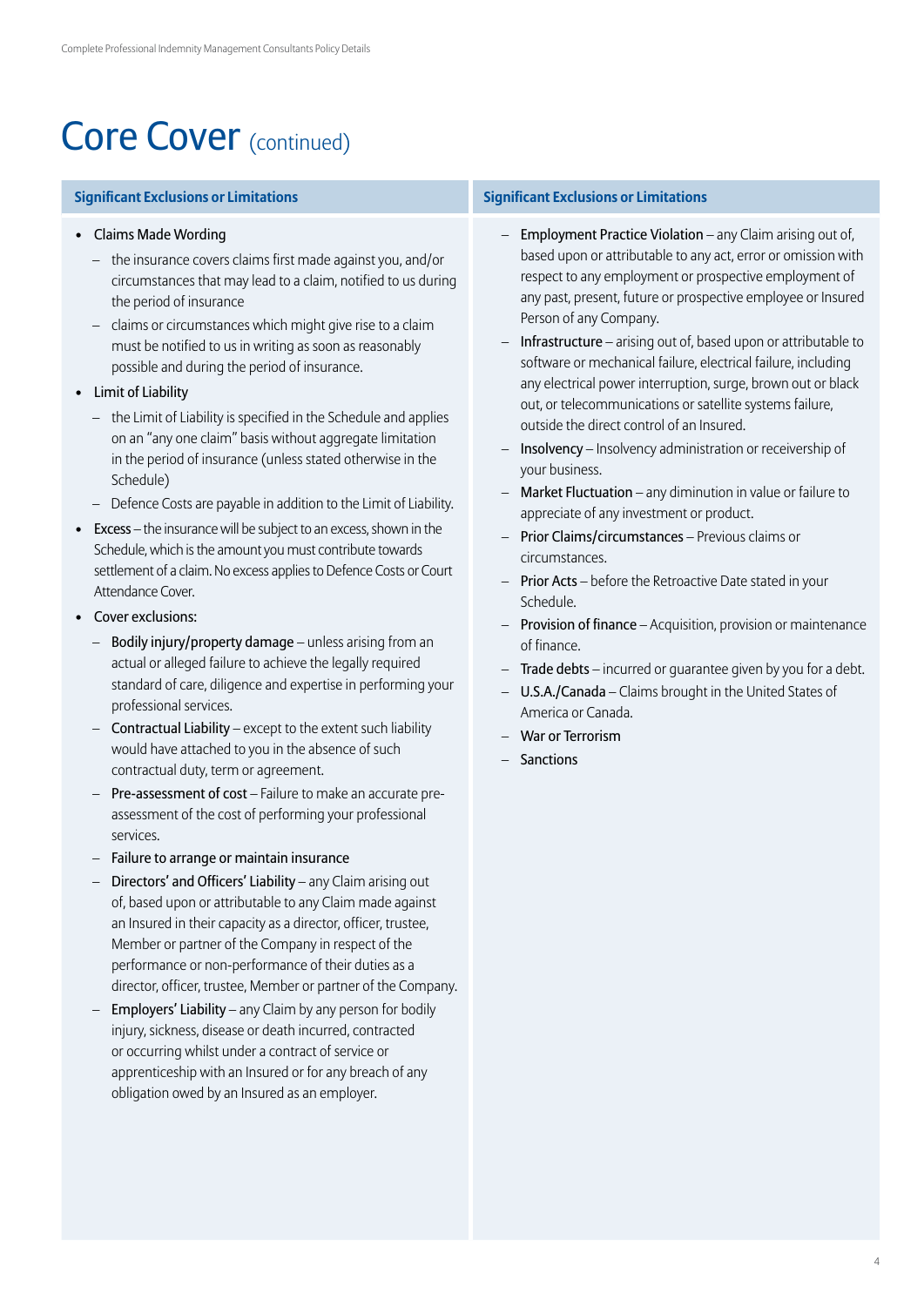# Core Cover (continued)

## Significant Exclusions or Limitations

- Claims Made Wording
  - the insurance covers claims first made against you, and/or circumstances that may lead to a claim, notified to us during the period of insurance
  - claims or circumstances which might give rise to a claim must be notified to us in writing as soon as reasonably possible and during the period of insurance.
- Limit of Liability
  - the Limit of Liability is specified in the Schedule and applies on an "any one claim" basis without aggregate limitation in the period of insurance (unless stated otherwise in the Schedule)
  - Defence Costs are payable in addition to the Limit of Liability.
- Excess – the insurance will be subject to an excess, shown in the Schedule, which is the amount you must contribute towards settlement of a claim. No excess applies to Defence Costs or Court Attendance Cover.
- Cover exclusions:
  - Bodily injury/property damage – unless arising from an actual or alleged failure to achieve the legally required standard of care, diligence and expertise in performing your professional services.
  - Contractual Liability – except to the extent such liability would have attached to you in the absence of such contractual duty, term or agreement.
  - Pre-assessment of cost – Failure to make an accurate pre-assessment of the cost of performing your professional services.
  - Failure to arrange or maintain insurance
  - Directors' and Officers' Liability – any Claim arising out of, based upon or attributable to any Claim made against an Insured in their capacity as a director, officer, trustee, Member or partner of the Company in respect of the performance or non-performance of their duties as a director, officer, trustee, Member or partner of the Company.
  - Employers' Liability – any Claim by any person for bodily injury, sickness, disease or death incurred, contracted or occurring whilst under a contract of service or apprenticeship with an Insured or for any breach of any obligation owed by an Insured as an employer.
  - Employment Practice Violation – any Claim arising out of, based upon or attributable to any act, error or omission with respect to any employment or prospective employment of any past, present, future or prospective employee or Insured Person of any Company.
  - Infrastructure – arising out of, based upon or attributable to software or mechanical failure, electrical failure, including any electrical power interruption, surge, brown out or black out, or telecommunications or satellite systems failure, outside the direct control of an Insured.
  - Insolvency – Insolvency administration or receivership of your business.
  - Market Fluctuation – any diminution in value or failure to appreciate of any investment or product.
  - Prior Claims/circumstances – Previous claims or circumstances.
  - Prior Acts – before the Retroactive Date stated in your Schedule.
  - Provision of finance – Acquisition, provision or maintenance of finance.
  - Trade debts – incurred or guarantee given by you for a debt.
  - U.S.A./Canada – Claims brought in the United States of America or Canada.
  - War or Terrorism
  - Sanctions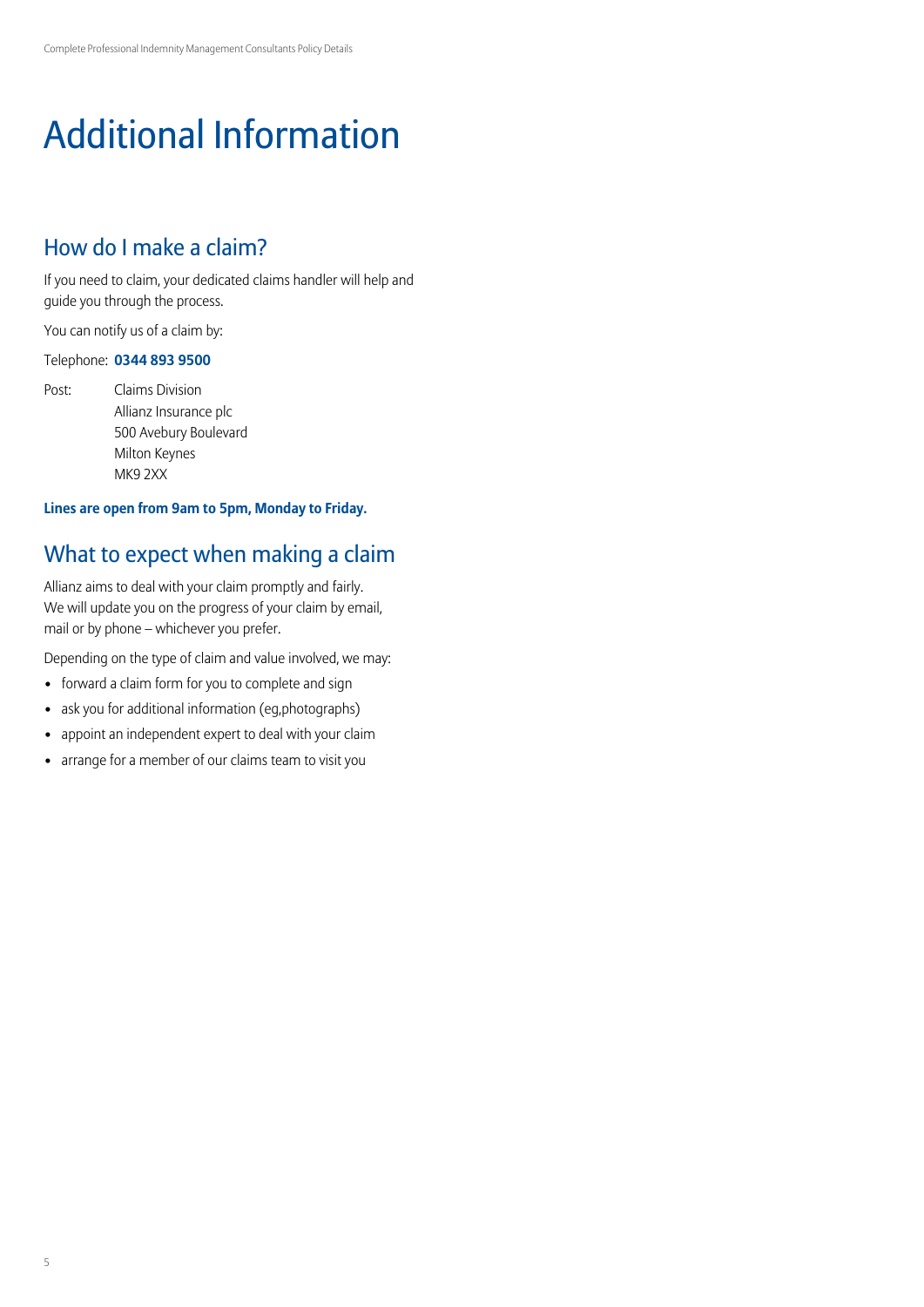# Additional Information

## How do I make a claim?

If you need to claim, your dedicated claims handler will help and guide you through the process.

You can notify us of a claim by:

Telephone: **0344 893 9500**

Post: Claims Division
Allianz Insurance plc
500 Avebury Boulevard
Milton Keynes
MK9 2XX

**Lines are open from 9am to 5pm, Monday to Friday.**

## What to expect when making a claim

Allianz aims to deal with your claim promptly and fairly. We will update you on the progress of your claim by email, mail or by phone – whichever you prefer.

Depending on the type of claim and value involved, we may:

- forward a claim form for you to complete and sign
- ask you for additional information (eg,photographs)
- appoint an independent expert to deal with your claim
- arrange for a member of our claims team to visit you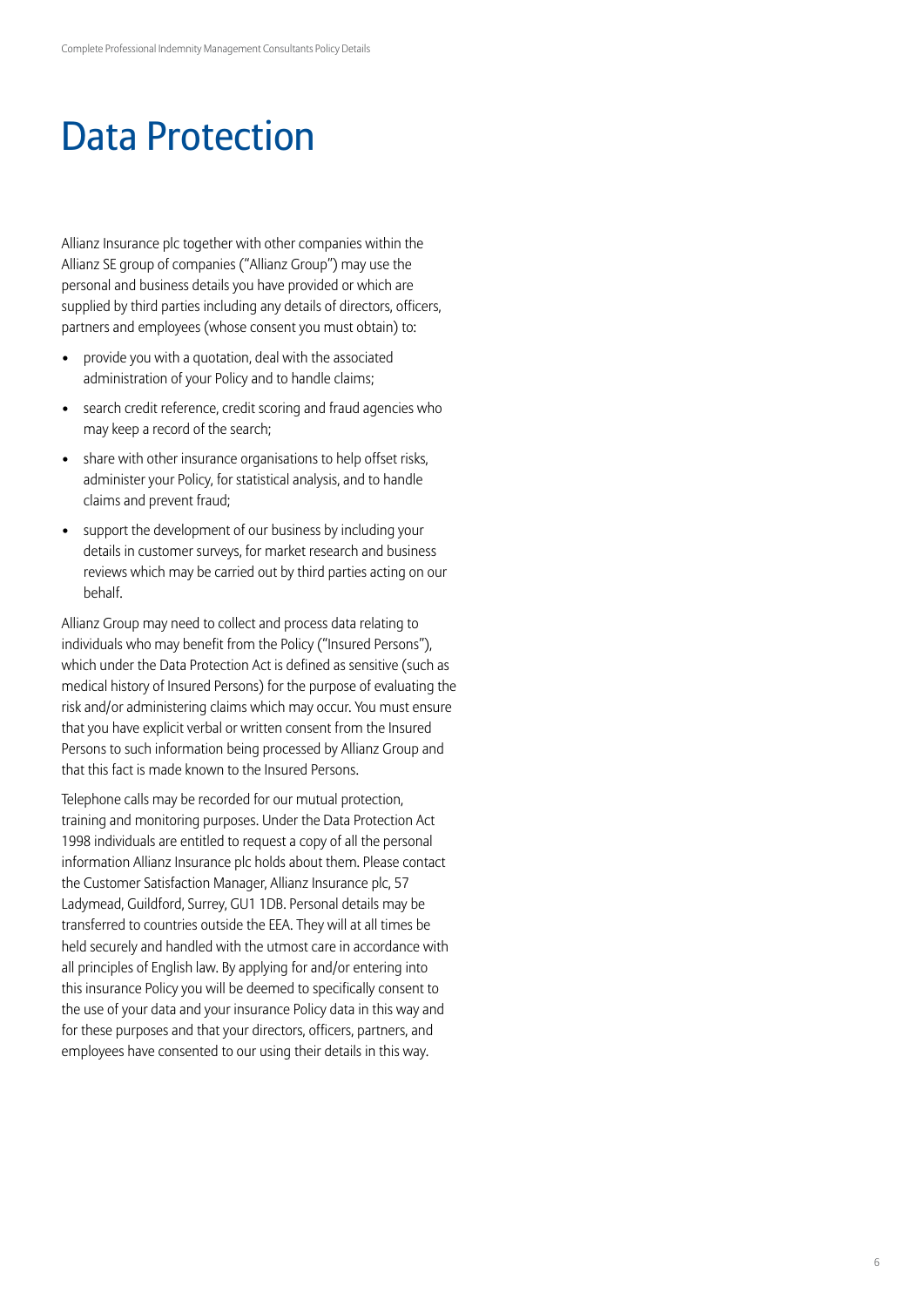# Data Protection

Allianz Insurance plc together with other companies within the Allianz SE group of companies ("Allianz Group") may use the personal and business details you have provided or which are supplied by third parties including any details of directors, officers, partners and employees (whose consent you must obtain) to:

- provide you with a quotation, deal with the associated administration of your Policy and to handle claims;
- search credit reference, credit scoring and fraud agencies who may keep a record of the search;
- share with other insurance organisations to help offset risks, administer your Policy, for statistical analysis, and to handle claims and prevent fraud;
- support the development of our business by including your details in customer surveys, for market research and business reviews which may be carried out by third parties acting on our behalf.

Allianz Group may need to collect and process data relating to individuals who may benefit from the Policy ("Insured Persons"), which under the Data Protection Act is defined as sensitive (such as medical history of Insured Persons) for the purpose of evaluating the risk and/or administering claims which may occur. You must ensure that you have explicit verbal or written consent from the Insured Persons to such information being processed by Allianz Group and that this fact is made known to the Insured Persons.

Telephone calls may be recorded for our mutual protection, training and monitoring purposes. Under the Data Protection Act 1998 individuals are entitled to request a copy of all the personal information Allianz Insurance plc holds about them. Please contact the Customer Satisfaction Manager, Allianz Insurance plc, 57 Ladymead, Guildford, Surrey, GU1 1DB. Personal details may be transferred to countries outside the EEA. They will at all times be held securely and handled with the utmost care in accordance with all principles of English law. By applying for and/or entering into this insurance Policy you will be deemed to specifically consent to the use of your data and your insurance Policy data in this way and for these purposes and that your directors, officers, partners, and employees have consented to our using their details in this way.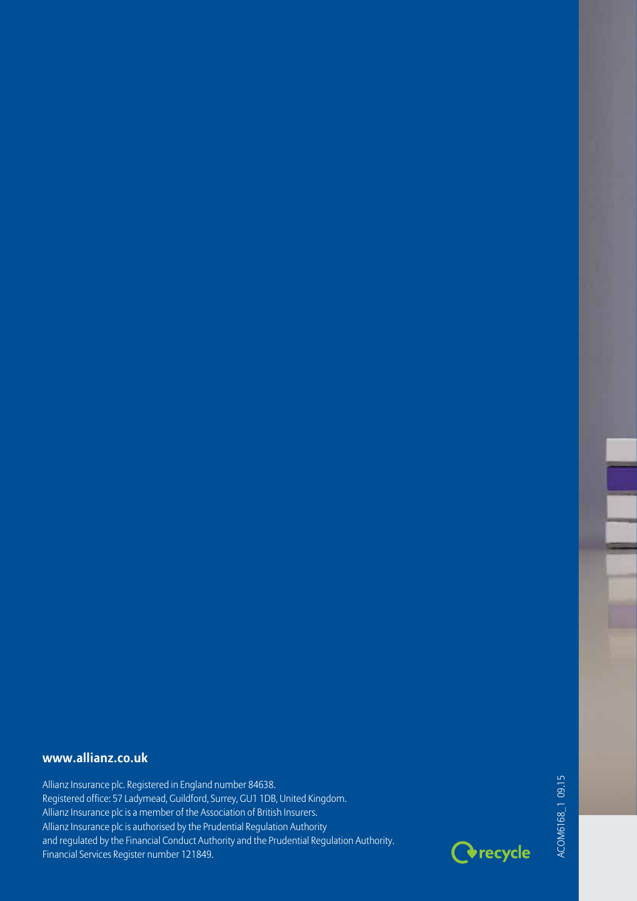**www.allianz.co.uk**

Allianz Insurance plc. Registered in England number 84638.
Registered office: 57 Ladymead, Guildford, Surrey, GU1 1DB, United Kingdom.
Allianz Insurance plc is a member of the Association of British Insurers.
Allianz Insurance plc is authorised by the Prudential Regulation Authority
and regulated by the Financial Conduct Authority and the Prudential Regulation Authority.
Financial Services Register number 121849.

recycle

ACOM6168_1 09.15